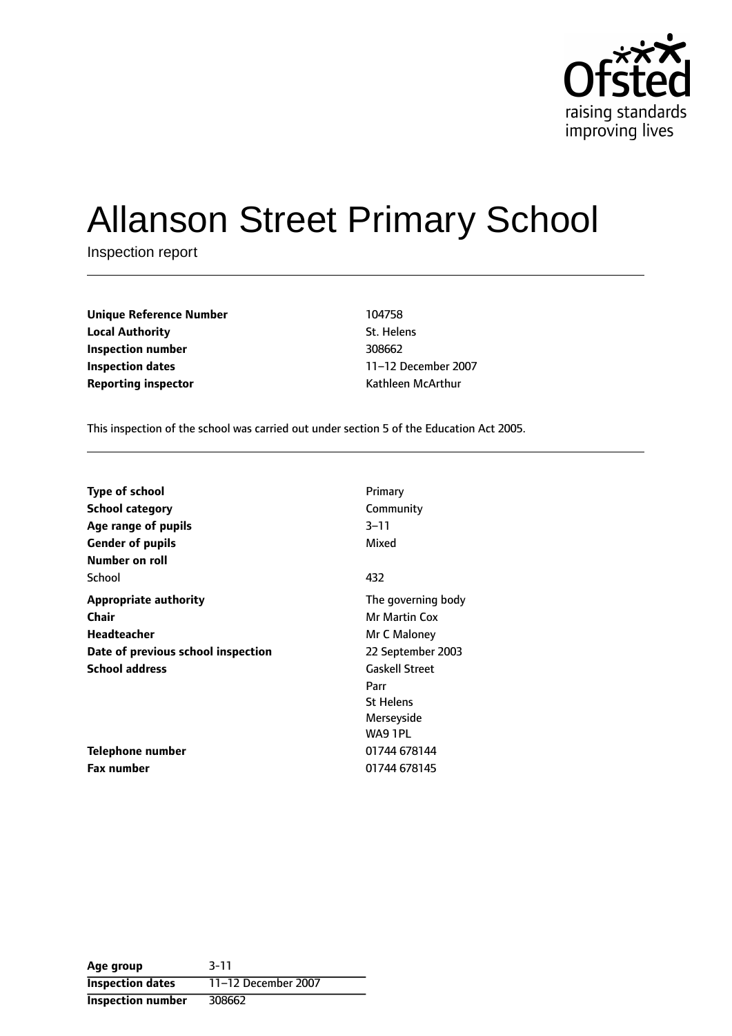Ofsted
raising standards
improving lives

# Allanson Street Primary School

Inspection report

| | |
|---|---|
| **Unique Reference Number** | 104758 |
| **Local Authority** | St. Helens |
| **Inspection number** | 308662 |
| **Inspection dates** | 11–12 December 2007 |
| **Reporting inspector** | Kathleen McArthur |

This inspection of the school was carried out under section 5 of the Education Act 2005.

| | |
|---|---|
| **Type of school** | Primary |
| **School category** | Community |
| **Age range of pupils** | 3–11 |
| **Gender of pupils** | Mixed |
| **Number on roll** | |
| School | 432 |
| **Appropriate authority** | The governing body |
| **Chair** | Mr Martin Cox |
| **Headteacher** | Mr C Maloney |
| **Date of previous school inspection** | 22 September 2003 |
| **School address** | Gaskell Street<br>Parr<br>St Helens<br>Merseyside<br>WA9 1PL |
| **Telephone number** | 01744 678144 |
| **Fax number** | 01744 678145 |

| | |
|---|---|
| **Age group** | 3-11 |
| **Inspection dates** | 11–12 December 2007 |
| **Inspection number** | 308662 |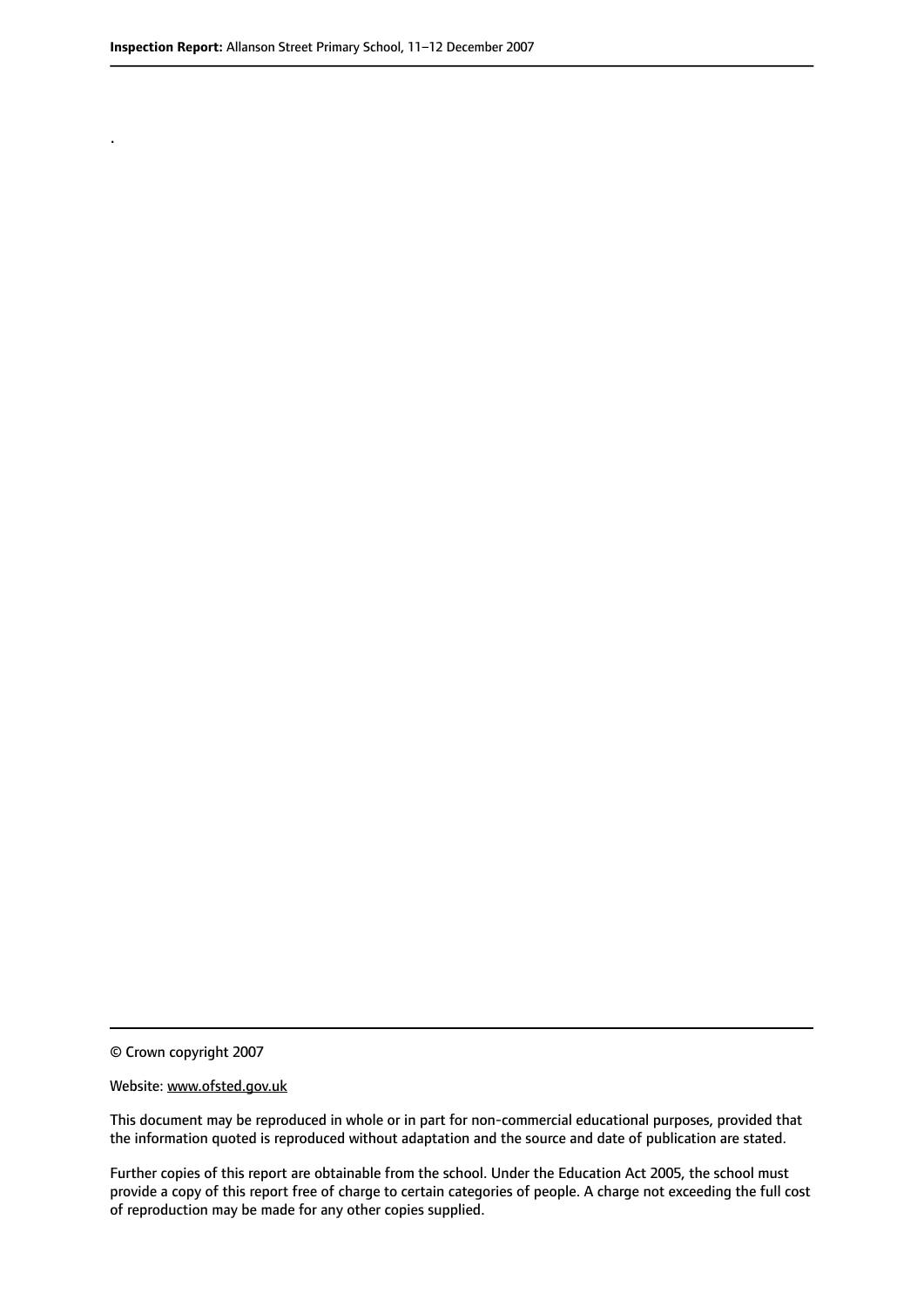.

© Crown copyright 2007

Website: www.ofsted.gov.uk

This document may be reproduced in whole or in part for non-commercial educational purposes, provided that the information quoted is reproduced without adaptation and the source and date of publication are stated.

Further copies of this report are obtainable from the school. Under the Education Act 2005, the school must provide a copy of this report free of charge to certain categories of people. A charge not exceeding the full cost of reproduction may be made for any other copies supplied.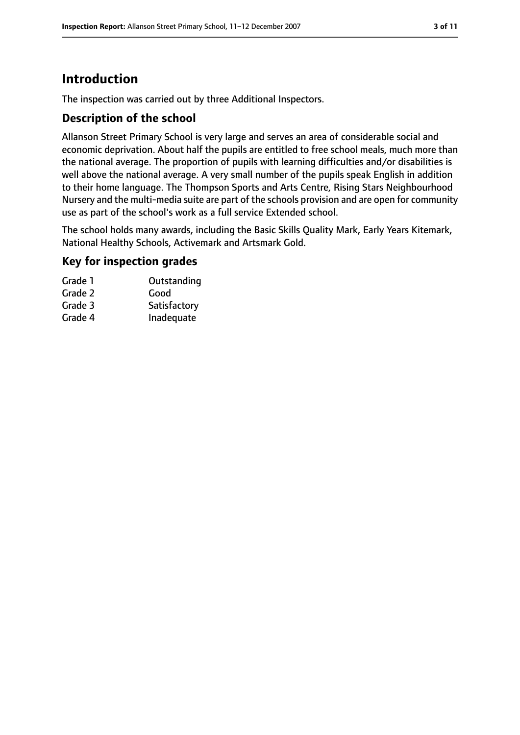# Introduction

The inspection was carried out by three Additional Inspectors.

## Description of the school

Allanson Street Primary School is very large and serves an area of considerable social and economic deprivation. About half the pupils are entitled to free school meals, much more than the national average. The proportion of pupils with learning difficulties and/or disabilities is well above the national average. A very small number of the pupils speak English in addition to their home language. The Thompson Sports and Arts Centre, Rising Stars Neighbourhood Nursery and the multi-media suite are part of the schools provision and are open for community use as part of the school's work as a full service Extended school.

The school holds many awards, including the Basic Skills Quality Mark, Early Years Kitemark, National Healthy Schools, Activemark and Artsmark Gold.

## Key for inspection grades

| | |
|---|---|
| Grade 1 | Outstanding |
| Grade 2 | Good |
| Grade 3 | Satisfactory |
| Grade 4 | Inadequate |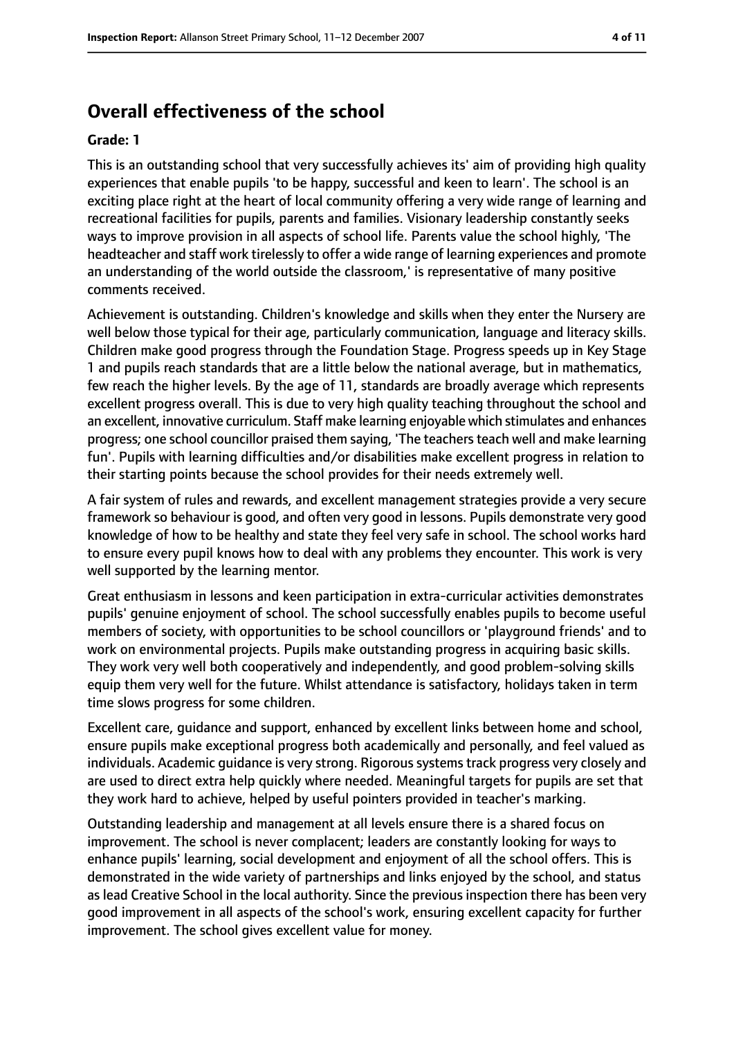## Overall effectiveness of the school

**Grade: 1**

This is an outstanding school that very successfully achieves its' aim of providing high quality experiences that enable pupils 'to be happy, successful and keen to learn'. The school is an exciting place right at the heart of local community offering a very wide range of learning and recreational facilities for pupils, parents and families. Visionary leadership constantly seeks ways to improve provision in all aspects of school life. Parents value the school highly, 'The headteacher and staff work tirelessly to offer a wide range of learning experiences and promote an understanding of the world outside the classroom,' is representative of many positive comments received.

Achievement is outstanding. Children's knowledge and skills when they enter the Nursery are well below those typical for their age, particularly communication, language and literacy skills. Children make good progress through the Foundation Stage. Progress speeds up in Key Stage 1 and pupils reach standards that are a little below the national average, but in mathematics, few reach the higher levels. By the age of 11, standards are broadly average which represents excellent progress overall. This is due to very high quality teaching throughout the school and an excellent, innovative curriculum. Staff make learning enjoyable which stimulates and enhances progress; one school councillor praised them saying, 'The teachers teach well and make learning fun'. Pupils with learning difficulties and/or disabilities make excellent progress in relation to their starting points because the school provides for their needs extremely well.

A fair system of rules and rewards, and excellent management strategies provide a very secure framework so behaviour is good, and often very good in lessons. Pupils demonstrate very good knowledge of how to be healthy and state they feel very safe in school. The school works hard to ensure every pupil knows how to deal with any problems they encounter. This work is very well supported by the learning mentor.

Great enthusiasm in lessons and keen participation in extra-curricular activities demonstrates pupils' genuine enjoyment of school. The school successfully enables pupils to become useful members of society, with opportunities to be school councillors or 'playground friends' and to work on environmental projects. Pupils make outstanding progress in acquiring basic skills. They work very well both cooperatively and independently, and good problem-solving skills equip them very well for the future. Whilst attendance is satisfactory, holidays taken in term time slows progress for some children.

Excellent care, guidance and support, enhanced by excellent links between home and school, ensure pupils make exceptional progress both academically and personally, and feel valued as individuals. Academic guidance is very strong. Rigorous systems track progress very closely and are used to direct extra help quickly where needed. Meaningful targets for pupils are set that they work hard to achieve, helped by useful pointers provided in teacher's marking.

Outstanding leadership and management at all levels ensure there is a shared focus on improvement. The school is never complacent; leaders are constantly looking for ways to enhance pupils' learning, social development and enjoyment of all the school offers. This is demonstrated in the wide variety of partnerships and links enjoyed by the school, and status as lead Creative School in the local authority. Since the previous inspection there has been very good improvement in all aspects of the school's work, ensuring excellent capacity for further improvement. The school gives excellent value for money.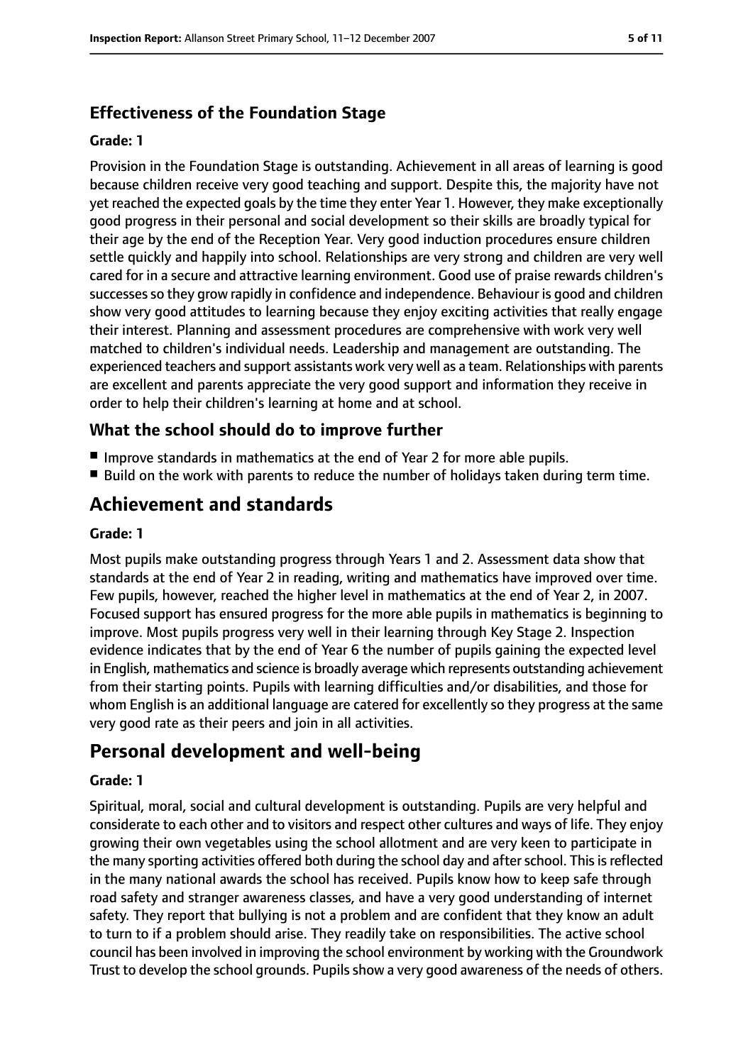### Effectiveness of the Foundation Stage

#### Grade: 1

Provision in the Foundation Stage is outstanding. Achievement in all areas of learning is good because children receive very good teaching and support. Despite this, the majority have not yet reached the expected goals by the time they enter Year 1. However, they make exceptionally good progress in their personal and social development so their skills are broadly typical for their age by the end of the Reception Year. Very good induction procedures ensure children settle quickly and happily into school. Relationships are very strong and children are very well cared for in a secure and attractive learning environment. Good use of praise rewards children's successes so they grow rapidly in confidence and independence. Behaviour is good and children show very good attitudes to learning because they enjoy exciting activities that really engage their interest. Planning and assessment procedures are comprehensive with work very well matched to children's individual needs. Leadership and management are outstanding. The experienced teachers and support assistants work very well as a team. Relationships with parents are excellent and parents appreciate the very good support and information they receive in order to help their children's learning at home and at school.

### What the school should do to improve further

- Improve standards in mathematics at the end of Year 2 for more able pupils.
- Build on the work with parents to reduce the number of holidays taken during term time.

## Achievement and standards

#### Grade: 1

Most pupils make outstanding progress through Years 1 and 2. Assessment data show that standards at the end of Year 2 in reading, writing and mathematics have improved over time. Few pupils, however, reached the higher level in mathematics at the end of Year 2, in 2007. Focused support has ensured progress for the more able pupils in mathematics is beginning to improve. Most pupils progress very well in their learning through Key Stage 2. Inspection evidence indicates that by the end of Year 6 the number of pupils gaining the expected level in English, mathematics and science is broadly average which represents outstanding achievement from their starting points. Pupils with learning difficulties and/or disabilities, and those for whom English is an additional language are catered for excellently so they progress at the same very good rate as their peers and join in all activities.

## Personal development and well-being

#### Grade: 1

Spiritual, moral, social and cultural development is outstanding. Pupils are very helpful and considerate to each other and to visitors and respect other cultures and ways of life. They enjoy growing their own vegetables using the school allotment and are very keen to participate in the many sporting activities offered both during the school day and after school. This is reflected in the many national awards the school has received. Pupils know how to keep safe through road safety and stranger awareness classes, and have a very good understanding of internet safety. They report that bullying is not a problem and are confident that they know an adult to turn to if a problem should arise. They readily take on responsibilities. The active school council has been involved in improving the school environment by working with the Groundwork Trust to develop the school grounds. Pupils show a very good awareness of the needs of others.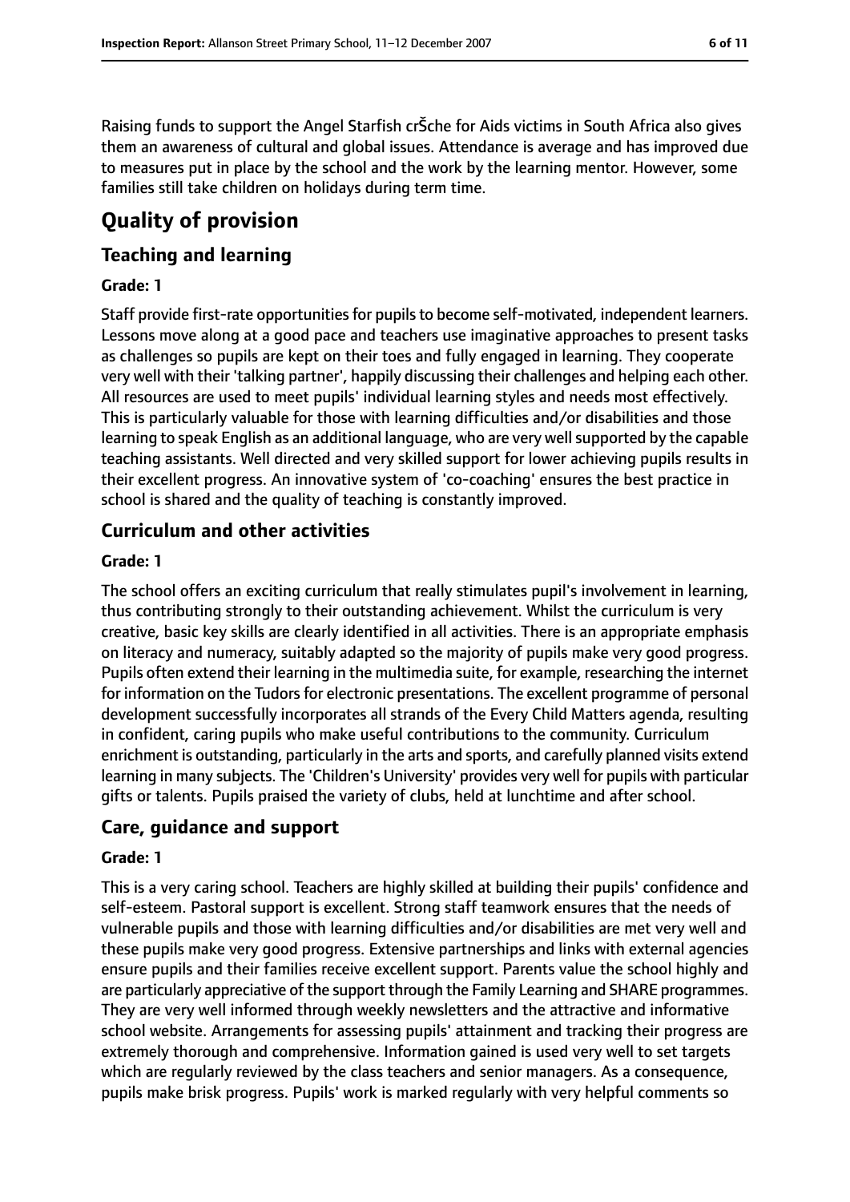Raising funds to support the Angel Starfish crŠche for Aids victims in South Africa also gives them an awareness of cultural and global issues. Attendance is average and has improved due to measures put in place by the school and the work by the learning mentor. However, some families still take children on holidays during term time.

# Quality of provision

## Teaching and learning

**Grade: 1**

Staff provide first-rate opportunities for pupils to become self-motivated, independent learners. Lessons move along at a good pace and teachers use imaginative approaches to present tasks as challenges so pupils are kept on their toes and fully engaged in learning. They cooperate very well with their 'talking partner', happily discussing their challenges and helping each other. All resources are used to meet pupils' individual learning styles and needs most effectively. This is particularly valuable for those with learning difficulties and/or disabilities and those learning to speak English as an additional language, who are very well supported by the capable teaching assistants. Well directed and very skilled support for lower achieving pupils results in their excellent progress. An innovative system of 'co-coaching' ensures the best practice in school is shared and the quality of teaching is constantly improved.

## Curriculum and other activities

**Grade: 1**

The school offers an exciting curriculum that really stimulates pupil's involvement in learning, thus contributing strongly to their outstanding achievement. Whilst the curriculum is very creative, basic key skills are clearly identified in all activities. There is an appropriate emphasis on literacy and numeracy, suitably adapted so the majority of pupils make very good progress. Pupils often extend their learning in the multimedia suite, for example, researching the internet for information on the Tudors for electronic presentations. The excellent programme of personal development successfully incorporates all strands of the Every Child Matters agenda, resulting in confident, caring pupils who make useful contributions to the community. Curriculum enrichment is outstanding, particularly in the arts and sports, and carefully planned visits extend learning in many subjects. The 'Children's University' provides very well for pupils with particular gifts or talents. Pupils praised the variety of clubs, held at lunchtime and after school.

## Care, guidance and support

**Grade: 1**

This is a very caring school. Teachers are highly skilled at building their pupils' confidence and self-esteem. Pastoral support is excellent. Strong staff teamwork ensures that the needs of vulnerable pupils and those with learning difficulties and/or disabilities are met very well and these pupils make very good progress. Extensive partnerships and links with external agencies ensure pupils and their families receive excellent support. Parents value the school highly and are particularly appreciative of the support through the Family Learning and SHARE programmes. They are very well informed through weekly newsletters and the attractive and informative school website. Arrangements for assessing pupils' attainment and tracking their progress are extremely thorough and comprehensive. Information gained is used very well to set targets which are regularly reviewed by the class teachers and senior managers. As a consequence, pupils make brisk progress. Pupils' work is marked regularly with very helpful comments so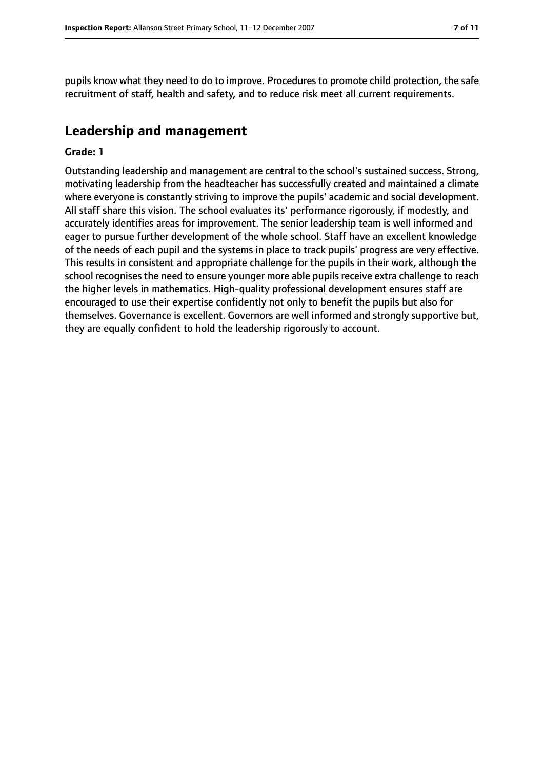pupils know what they need to do to improve. Procedures to promote child protection, the safe recruitment of staff, health and safety, and to reduce risk meet all current requirements.

## Leadership and management

**Grade: 1**

Outstanding leadership and management are central to the school's sustained success. Strong, motivating leadership from the headteacher has successfully created and maintained a climate where everyone is constantly striving to improve the pupils' academic and social development. All staff share this vision. The school evaluates its' performance rigorously, if modestly, and accurately identifies areas for improvement. The senior leadership team is well informed and eager to pursue further development of the whole school. Staff have an excellent knowledge of the needs of each pupil and the systems in place to track pupils' progress are very effective. This results in consistent and appropriate challenge for the pupils in their work, although the school recognises the need to ensure younger more able pupils receive extra challenge to reach the higher levels in mathematics. High-quality professional development ensures staff are encouraged to use their expertise confidently not only to benefit the pupils but also for themselves. Governance is excellent. Governors are well informed and strongly supportive but, they are equally confident to hold the leadership rigorously to account.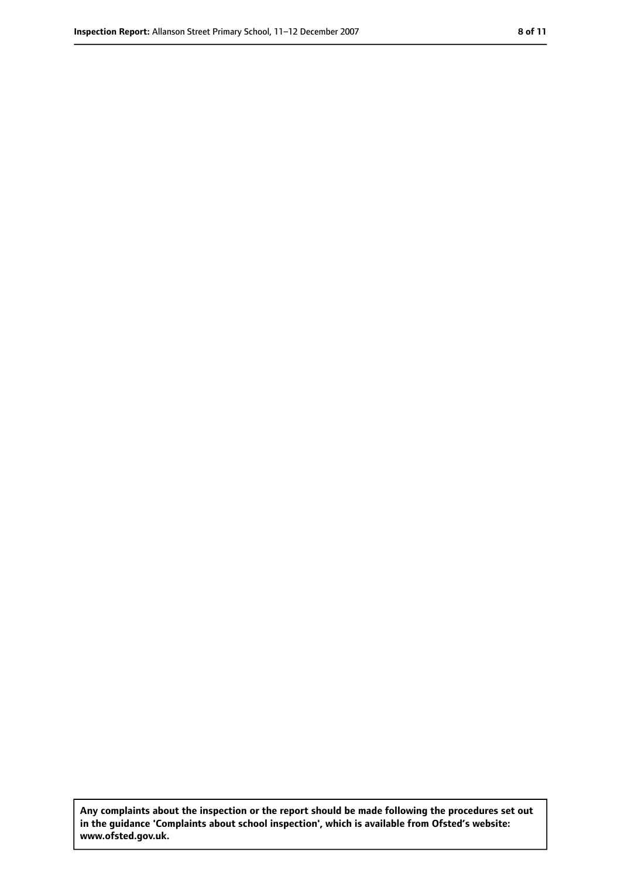**Any complaints about the inspection or the report should be made following the procedures set out in the guidance 'Complaints about school inspection', which is available from Ofsted's website: www.ofsted.gov.uk.**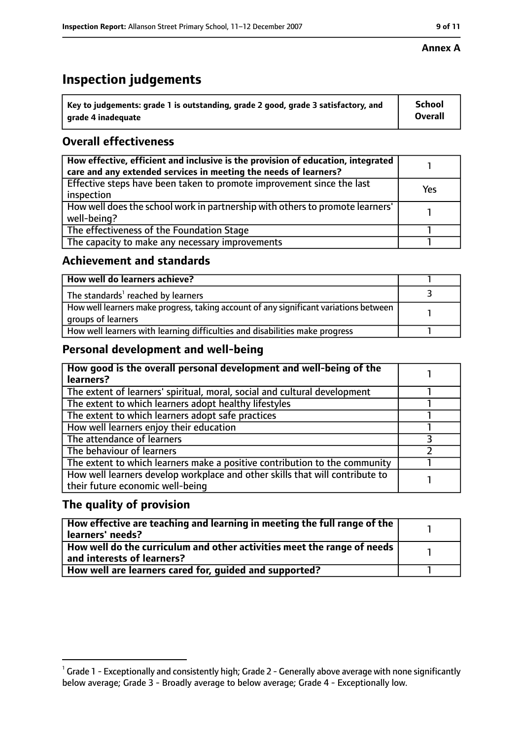**Annex A**

# Inspection judgements

| Key to judgements: grade 1 is outstanding, grade 2 good, grade 3 satisfactory, and grade 4 inadequate | School Overall |
|---|---|

## Overall effectiveness

| | |
|---|---|
| How effective, efficient and inclusive is the provision of education, integrated care and any extended services in meeting the needs of learners? | 1 |
| Effective steps have been taken to promote improvement since the last inspection | Yes |
| How well does the school work in partnership with others to promote learners' well-being? | 1 |
| The effectiveness of the Foundation Stage | 1 |
| The capacity to make any necessary improvements | 1 |

## Achievement and standards

| | |
|---|---|
| **How well do learners achieve?** | 1 |
| The standards[1] reached by learners | 3 |
| How well learners make progress, taking account of any significant variations between groups of learners | 1 |
| How well learners with learning difficulties and disabilities make progress | 1 |

## Personal development and well-being

| | |
|---|---|
| **How good is the overall personal development and well-being of the learners?** | 1 |
| The extent of learners' spiritual, moral, social and cultural development | 1 |
| The extent to which learners adopt healthy lifestyles | 1 |
| The extent to which learners adopt safe practices | 1 |
| How well learners enjoy their education | 1 |
| The attendance of learners | 3 |
| The behaviour of learners | 2 |
| The extent to which learners make a positive contribution to the community | 1 |
| How well learners develop workplace and other skills that will contribute to their future economic well-being | 1 |

## The quality of provision

| | |
|---|---|
| **How effective are teaching and learning in meeting the full range of the learners' needs?** | 1 |
| **How well do the curriculum and other activities meet the range of needs and interests of learners?** | 1 |
| **How well are learners cared for, guided and supported?** | 1 |

[1] Grade 1 - Exceptionally and consistently high; Grade 2 - Generally above average with none significantly below average; Grade 3 - Broadly average to below average; Grade 4 - Exceptionally low.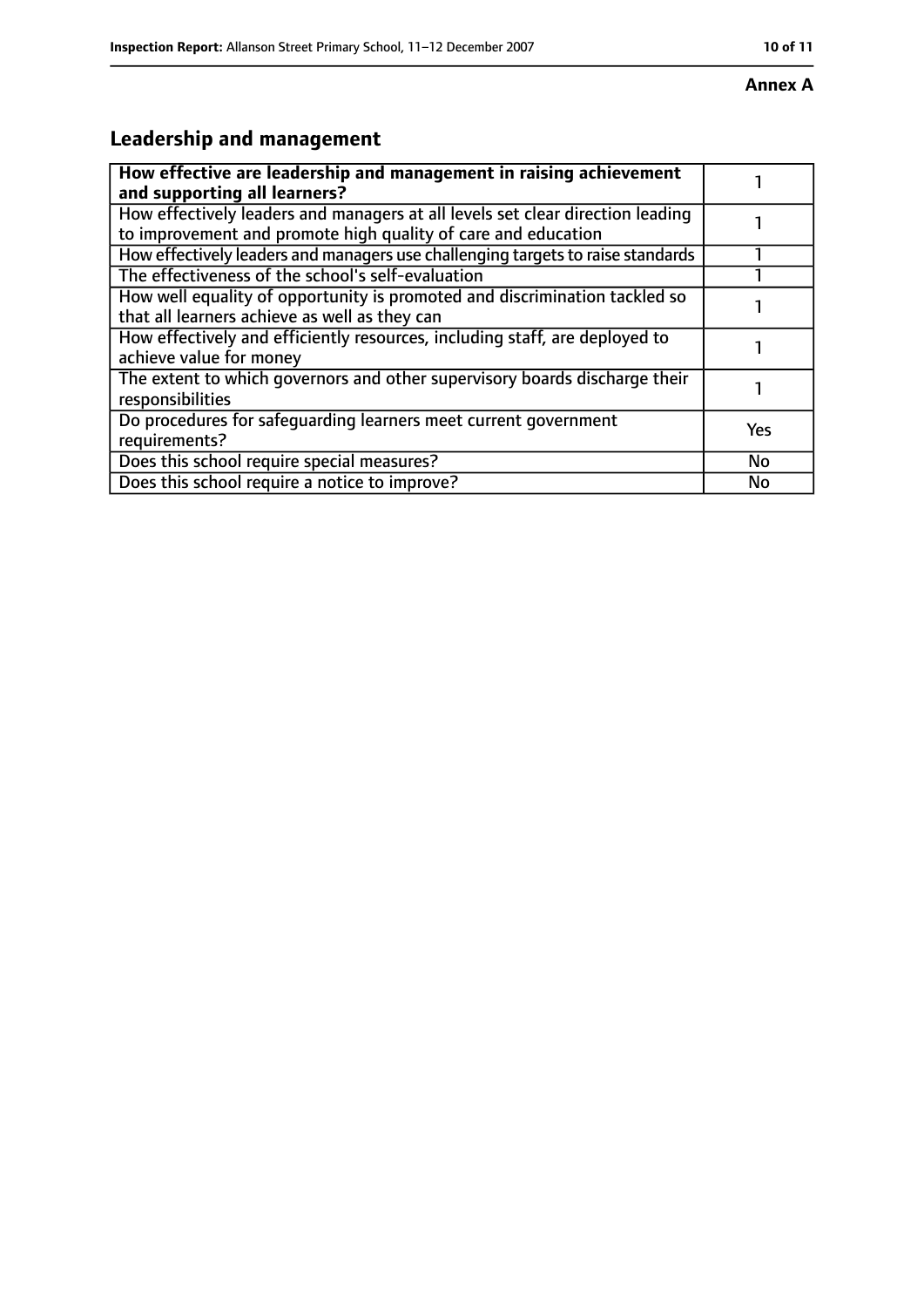**Annex A**

## Leadership and management

| **How effective are leadership and management in raising achievement and supporting all learners?** | 1 |
|---|---|
| How effectively leaders and managers at all levels set clear direction leading to improvement and promote high quality of care and education | 1 |
| How effectively leaders and managers use challenging targets to raise standards | 1 |
| The effectiveness of the school's self-evaluation | 1 |
| How well equality of opportunity is promoted and discrimination tackled so that all learners achieve as well as they can | 1 |
| How effectively and efficiently resources, including staff, are deployed to achieve value for money | 1 |
| The extent to which governors and other supervisory boards discharge their responsibilities | 1 |
| Do procedures for safeguarding learners meet current government requirements? | Yes |
| Does this school require special measures? | No |
| Does this school require a notice to improve? | No |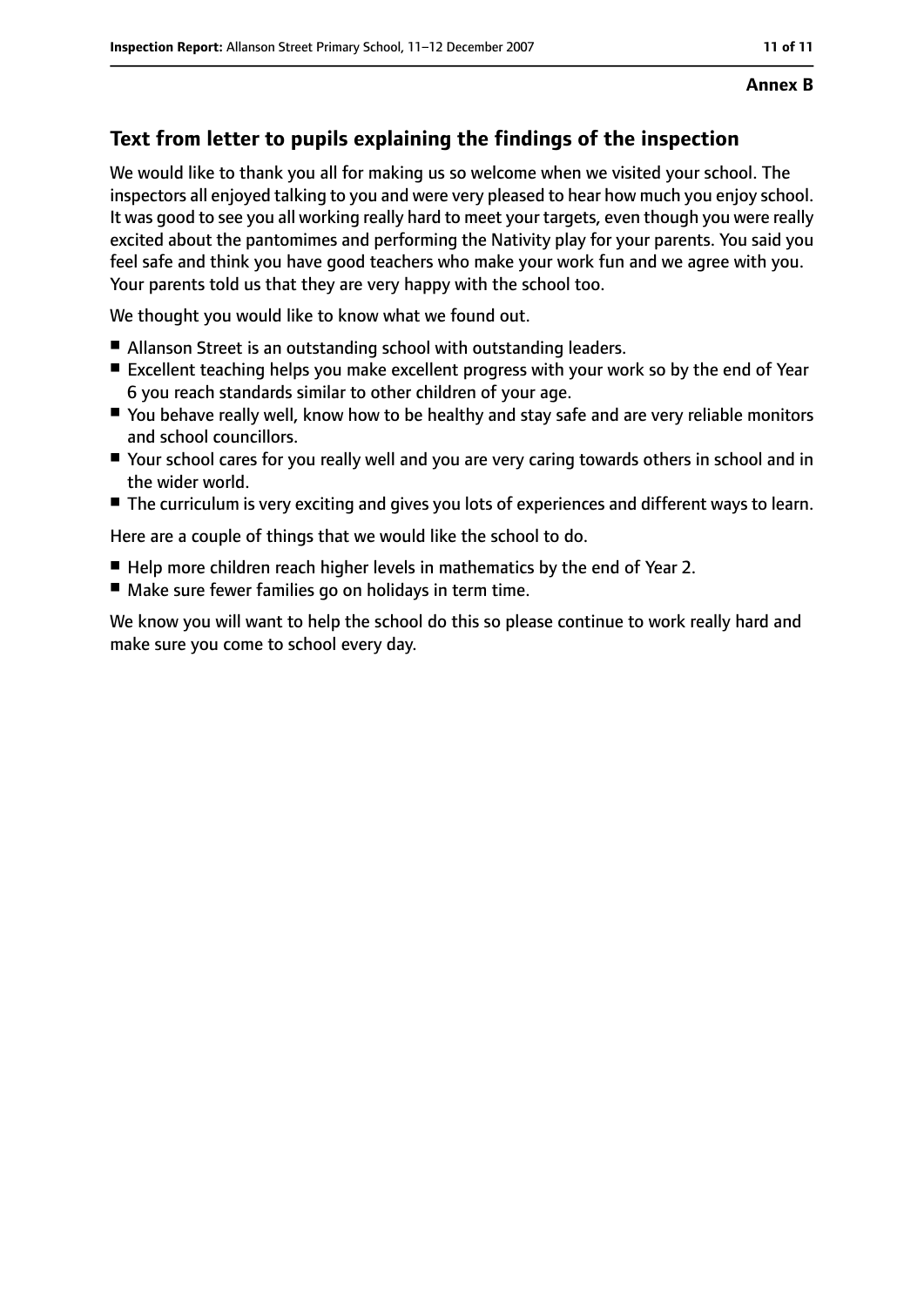**Annex B**

## Text from letter to pupils explaining the findings of the inspection

We would like to thank you all for making us so welcome when we visited your school. The inspectors all enjoyed talking to you and were very pleased to hear how much you enjoy school. It was good to see you all working really hard to meet your targets, even though you were really excited about the pantomimes and performing the Nativity play for your parents. You said you feel safe and think you have good teachers who make your work fun and we agree with you. Your parents told us that they are very happy with the school too.

We thought you would like to know what we found out.

- Allanson Street is an outstanding school with outstanding leaders.
- Excellent teaching helps you make excellent progress with your work so by the end of Year 6 you reach standards similar to other children of your age.
- You behave really well, know how to be healthy and stay safe and are very reliable monitors and school councillors.
- Your school cares for you really well and you are very caring towards others in school and in the wider world.
- The curriculum is very exciting and gives you lots of experiences and different ways to learn.

Here are a couple of things that we would like the school to do.

- Help more children reach higher levels in mathematics by the end of Year 2.
- Make sure fewer families go on holidays in term time.

We know you will want to help the school do this so please continue to work really hard and make sure you come to school every day.